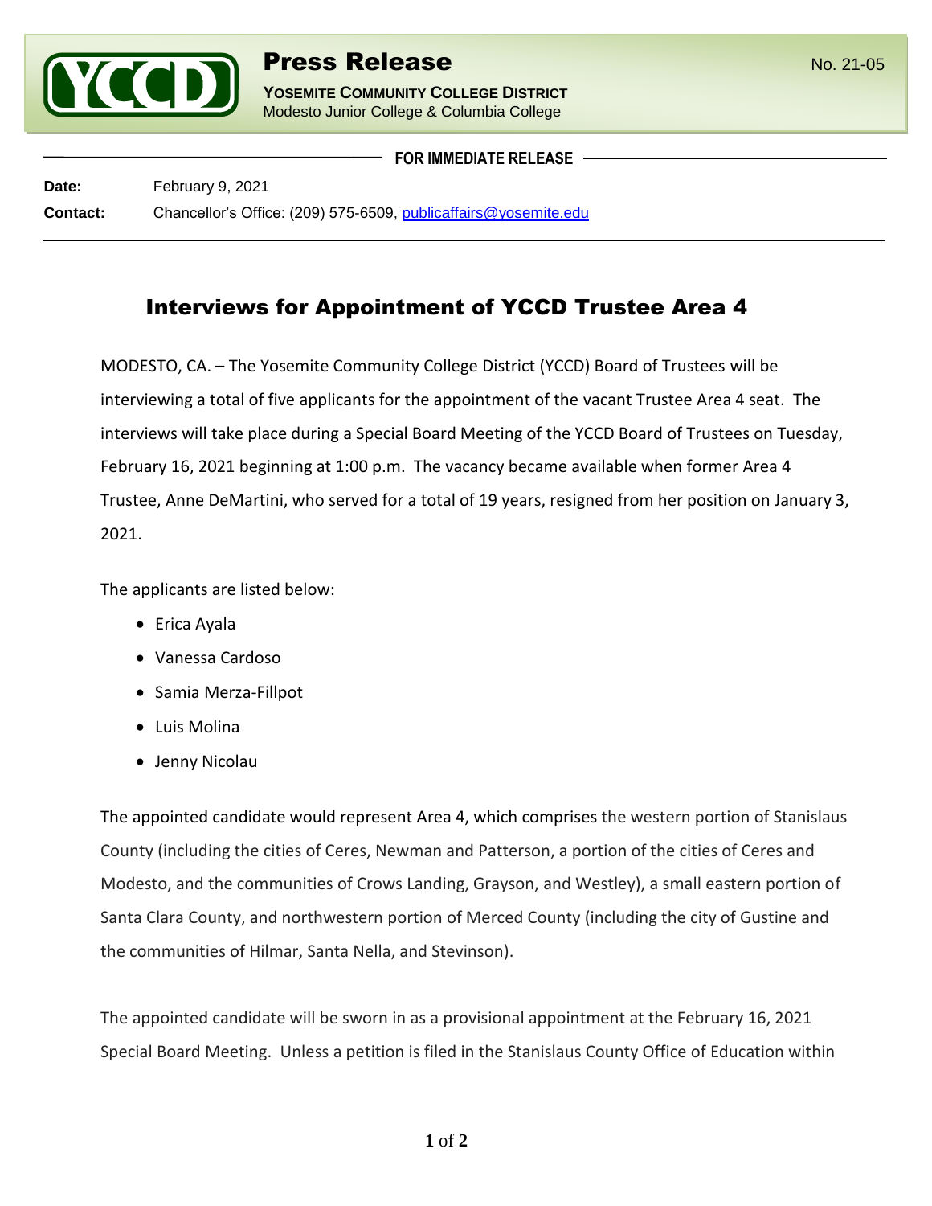# Press Release

**YOSEMITE COMMUNITY COLLEGE DISTRICT**
Modesto Junior College & Columbia College

No. 21-05

**FOR IMMEDIATE RELEASE**

**Date:** February 9, 2021
**Contact:** Chancellor's Office: (209) 575-6509, publicaffairs@yosemite.edu

## Interviews for Appointment of YCCD Trustee Area 4

MODESTO, CA. – The Yosemite Community College District (YCCD) Board of Trustees will be interviewing a total of five applicants for the appointment of the vacant Trustee Area 4 seat. The interviews will take place during a Special Board Meeting of the YCCD Board of Trustees on Tuesday, February 16, 2021 beginning at 1:00 p.m. The vacancy became available when former Area 4 Trustee, Anne DeMartini, who served for a total of 19 years, resigned from her position on January 3, 2021.

The applicants are listed below:

- Erica Ayala
- Vanessa Cardoso
- Samia Merza-Fillpot
- Luis Molina
- Jenny Nicolau

The appointed candidate would represent Area 4, which comprises the western portion of Stanislaus County (including the cities of Ceres, Newman and Patterson, a portion of the cities of Ceres and Modesto, and the communities of Crows Landing, Grayson, and Westley), a small eastern portion of Santa Clara County, and northwestern portion of Merced County (including the city of Gustine and the communities of Hilmar, Santa Nella, and Stevinson).

The appointed candidate will be sworn in as a provisional appointment at the February 16, 2021 Special Board Meeting. Unless a petition is filed in the Stanislaus County Office of Education within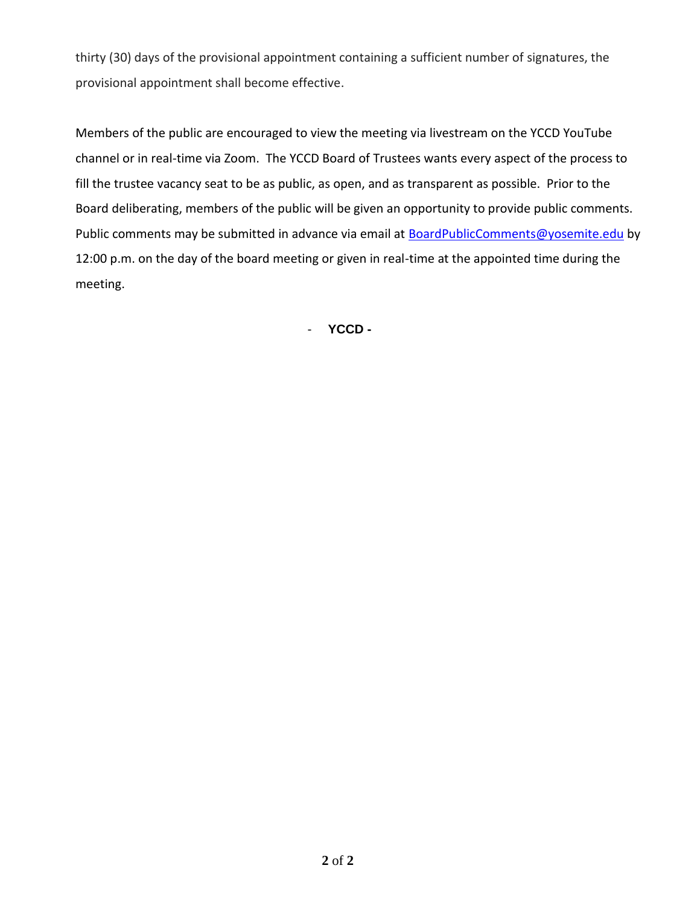thirty (30) days of the provisional appointment containing a sufficient number of signatures, the provisional appointment shall become effective.

Members of the public are encouraged to view the meeting via livestream on the YCCD YouTube channel or in real-time via Zoom. The YCCD Board of Trustees wants every aspect of the process to fill the trustee vacancy seat to be as public, as open, and as transparent as possible. Prior to the Board deliberating, members of the public will be given an opportunity to provide public comments. Public comments may be submitted in advance via email at BoardPublicComments@yosemite.edu by 12:00 p.m. on the day of the board meeting or given in real-time at the appointed time during the meeting.

- **YCCD -**